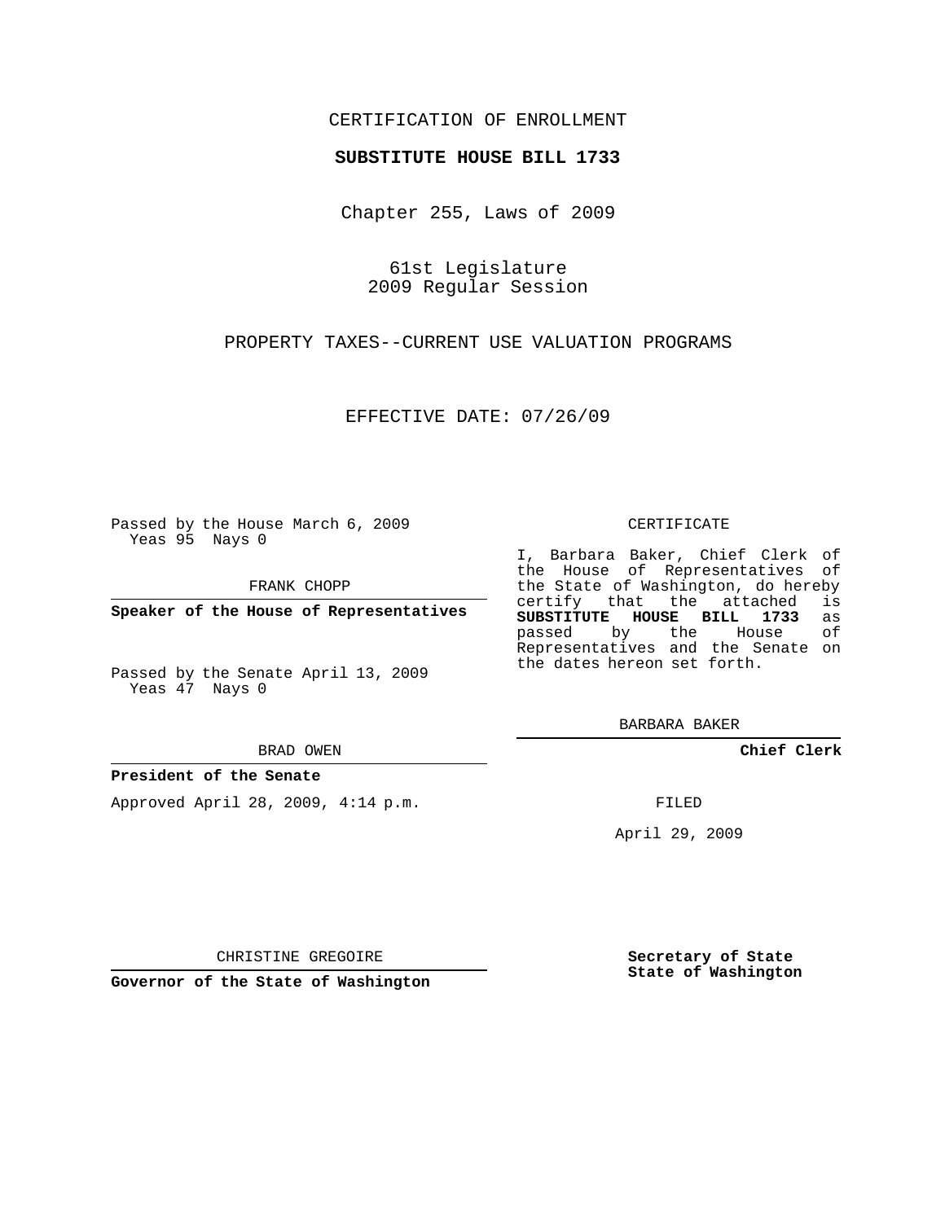CERTIFICATION OF ENROLLMENT

**SUBSTITUTE HOUSE BILL 1733**

Chapter 255, Laws of 2009

61st Legislature
2009 Regular Session

PROPERTY TAXES--CURRENT USE VALUATION PROGRAMS

EFFECTIVE DATE: 07/26/09

Passed by the House March 6, 2009
Yeas 95 Nays 0

FRANK CHOPP

**Speaker of the House of Representatives**

Passed by the Senate April 13, 2009
Yeas 47 Nays 0

BRAD OWEN

**President of the Senate**

Approved April 28, 2009, 4:14 p.m.

CHRISTINE GREGOIRE

**Governor of the State of Washington**

CERTIFICATE

I, Barbara Baker, Chief Clerk of the House of Representatives of the State of Washington, do hereby certify that the attached is **SUBSTITUTE HOUSE BILL 1733** as passed by the House of Representatives and the Senate on the dates hereon set forth.

BARBARA BAKER

**Chief Clerk**

FILED

April 29, 2009

**Secretary of State**
**State of Washington**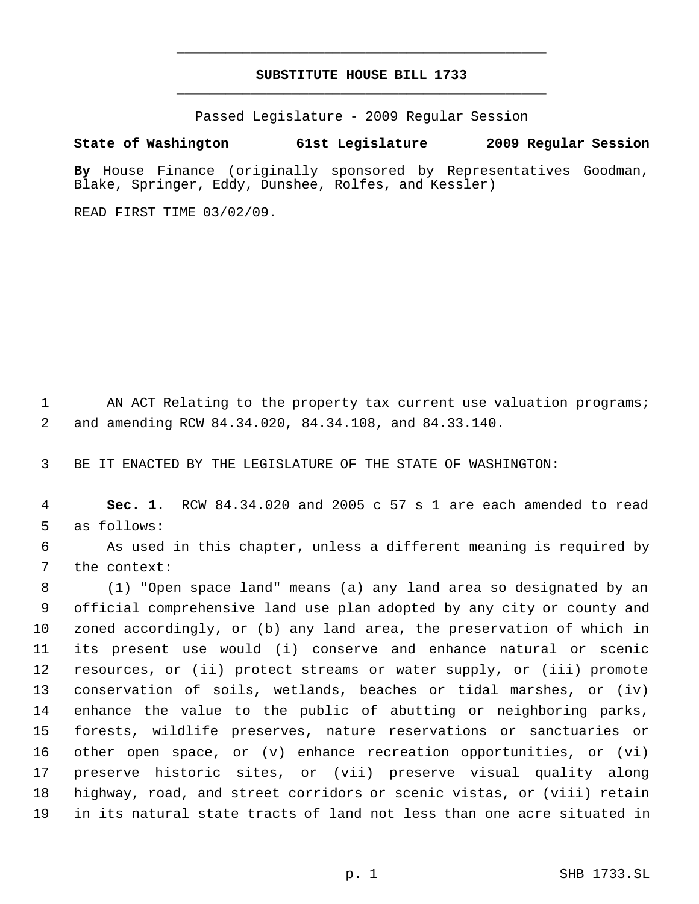# SUBSTITUTE HOUSE BILL 1733

Passed Legislature - 2009 Regular Session

**State of Washington 61st Legislature 2009 Regular Session**

**By** House Finance (originally sponsored by Representatives Goodman, Blake, Springer, Eddy, Dunshee, Rolfes, and Kessler)

READ FIRST TIME 03/02/09.

AN ACT Relating to the property tax current use valuation programs; and amending RCW 84.34.020, 84.34.108, and 84.33.140.

BE IT ENACTED BY THE LEGISLATURE OF THE STATE OF WASHINGTON:

**Sec. 1.** RCW 84.34.020 and 2005 c 57 s 1 are each amended to read as follows:

As used in this chapter, unless a different meaning is required by the context:

(1) "Open space land" means (a) any land area so designated by an official comprehensive land use plan adopted by any city or county and zoned accordingly, or (b) any land area, the preservation of which in its present use would (i) conserve and enhance natural or scenic resources, or (ii) protect streams or water supply, or (iii) promote conservation of soils, wetlands, beaches or tidal marshes, or (iv) enhance the value to the public of abutting or neighboring parks, forests, wildlife preserves, nature reservations or sanctuaries or other open space, or (v) enhance recreation opportunities, or (vi) preserve historic sites, or (vii) preserve visual quality along highway, road, and street corridors or scenic vistas, or (viii) retain in its natural state tracts of land not less than one acre situated in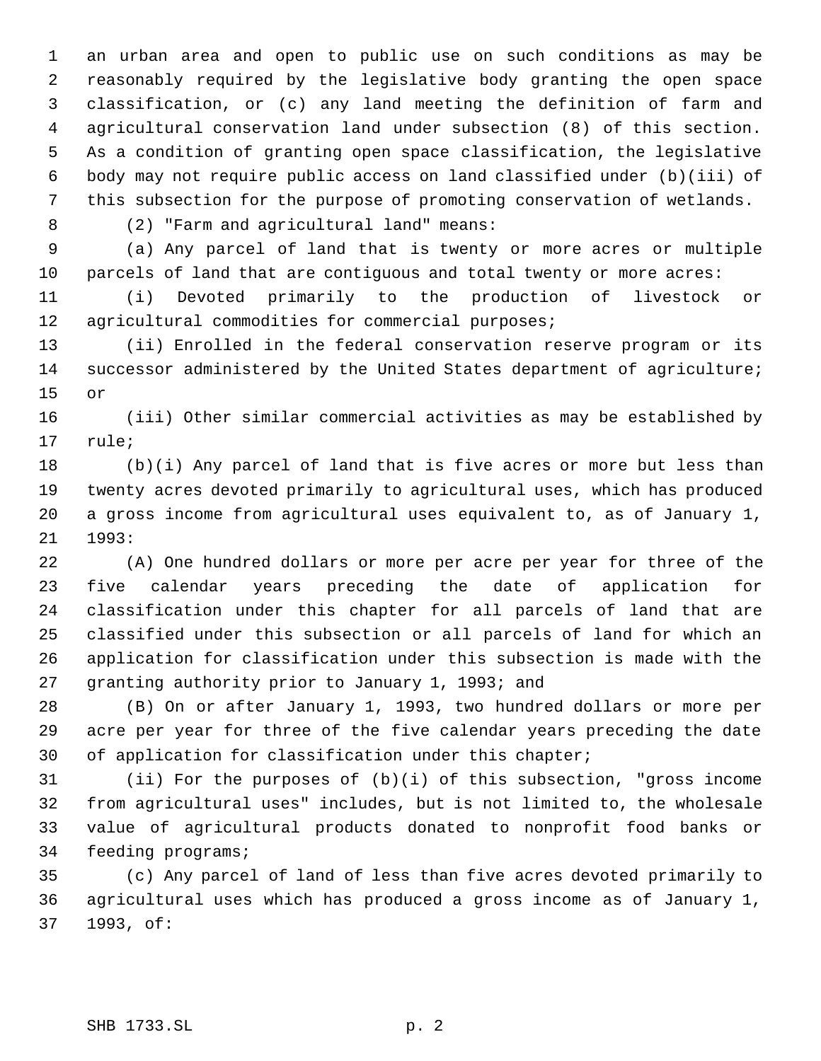an urban area and open to public use on such conditions as may be reasonably required by the legislative body granting the open space classification, or (c) any land meeting the definition of farm and agricultural conservation land under subsection (8) of this section. As a condition of granting open space classification, the legislative body may not require public access on land classified under (b)(iii) of this subsection for the purpose of promoting conservation of wetlands.

(2) "Farm and agricultural land" means:

(a) Any parcel of land that is twenty or more acres or multiple parcels of land that are contiguous and total twenty or more acres:

(i) Devoted primarily to the production of livestock or agricultural commodities for commercial purposes;

(ii) Enrolled in the federal conservation reserve program or its successor administered by the United States department of agriculture; or

(iii) Other similar commercial activities as may be established by rule;

(b)(i) Any parcel of land that is five acres or more but less than twenty acres devoted primarily to agricultural uses, which has produced a gross income from agricultural uses equivalent to, as of January 1, 1993:

(A) One hundred dollars or more per acre per year for three of the five calendar years preceding the date of application for classification under this chapter for all parcels of land that are classified under this subsection or all parcels of land for which an application for classification under this subsection is made with the granting authority prior to January 1, 1993; and

(B) On or after January 1, 1993, two hundred dollars or more per acre per year for three of the five calendar years preceding the date of application for classification under this chapter;

(ii) For the purposes of (b)(i) of this subsection, "gross income from agricultural uses" includes, but is not limited to, the wholesale value of agricultural products donated to nonprofit food banks or feeding programs;

(c) Any parcel of land of less than five acres devoted primarily to agricultural uses which has produced a gross income as of January 1, 1993, of: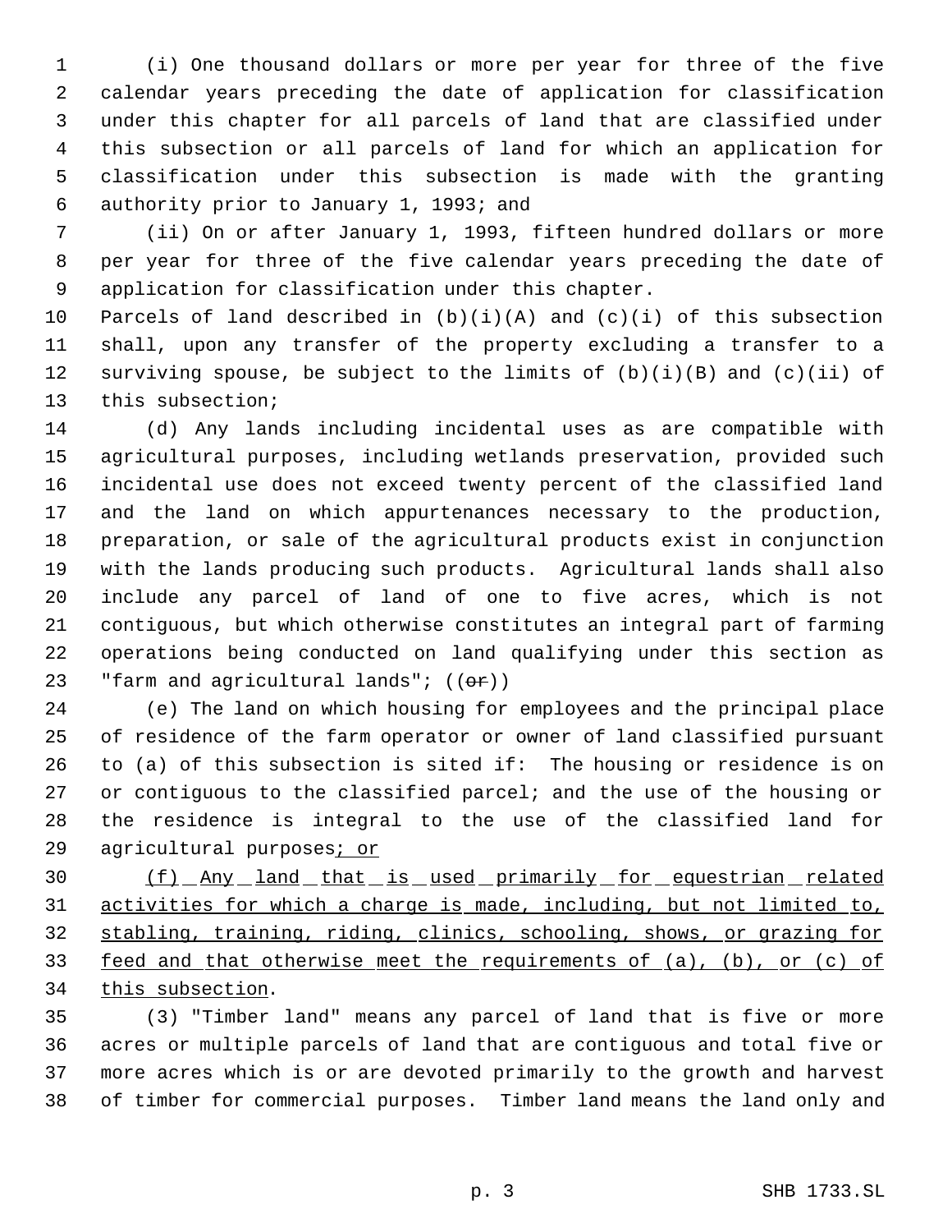(i) One thousand dollars or more per year for three of the five calendar years preceding the date of application for classification under this chapter for all parcels of land that are classified under this subsection or all parcels of land for which an application for classification under this subsection is made with the granting authority prior to January 1, 1993; and

(ii) On or after January 1, 1993, fifteen hundred dollars or more per year for three of the five calendar years preceding the date of application for classification under this chapter.

Parcels of land described in (b)(i)(A) and (c)(i) of this subsection shall, upon any transfer of the property excluding a transfer to a surviving spouse, be subject to the limits of (b)(i)(B) and (c)(ii) of this subsection;

(d) Any lands including incidental uses as are compatible with agricultural purposes, including wetlands preservation, provided such incidental use does not exceed twenty percent of the classified land and the land on which appurtenances necessary to the production, preparation, or sale of the agricultural products exist in conjunction with the lands producing such products. Agricultural lands shall also include any parcel of land of one to five acres, which is not contiguous, but which otherwise constitutes an integral part of farming operations being conducted on land qualifying under this section as "farm and agricultural lands"; ((~~or~~))

(e) The land on which housing for employees and the principal place of residence of the farm operator or owner of land classified pursuant to (a) of this subsection is sited if: The housing or residence is on or contiguous to the classified parcel; and the use of the housing or the residence is integral to the use of the classified land for agricultural purposes<u>; or</u>

<u>(f) Any land that is used primarily for equestrian related activities for which a charge is made, including, but not limited to, stabling, training, riding, clinics, schooling, shows, or grazing for feed and that otherwise meet the requirements of (a), (b), or (c) of this subsection</u>.

(3) "Timber land" means any parcel of land that is five or more acres or multiple parcels of land that are contiguous and total five or more acres which is or are devoted primarily to the growth and harvest of timber for commercial purposes. Timber land means the land only and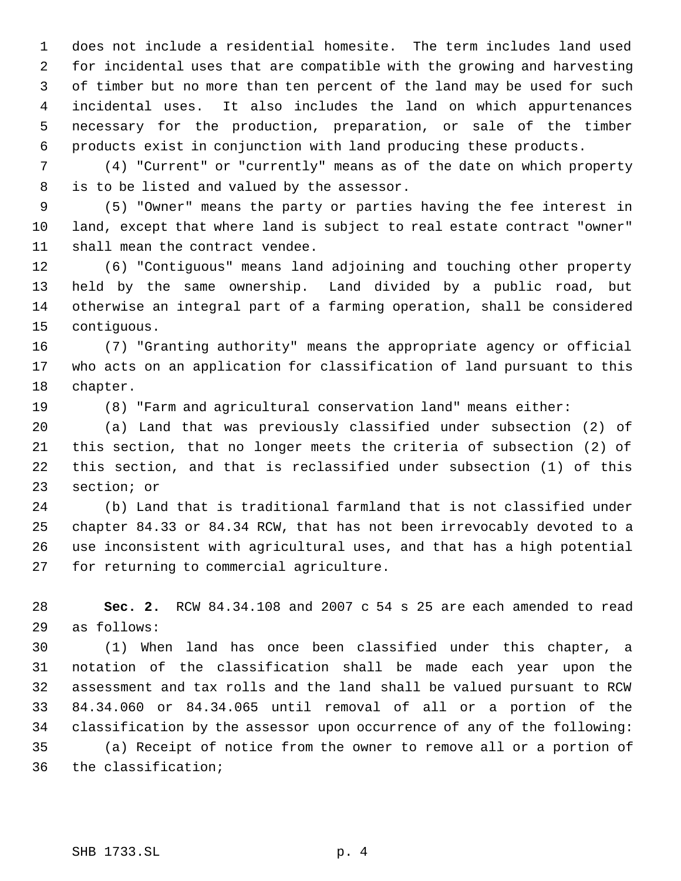does not include a residential homesite. The term includes land used for incidental uses that are compatible with the growing and harvesting of timber but no more than ten percent of the land may be used for such incidental uses. It also includes the land on which appurtenances necessary for the production, preparation, or sale of the timber products exist in conjunction with land producing these products.

(4) "Current" or "currently" means as of the date on which property is to be listed and valued by the assessor.

(5) "Owner" means the party or parties having the fee interest in land, except that where land is subject to real estate contract "owner" shall mean the contract vendee.

(6) "Contiguous" means land adjoining and touching other property held by the same ownership. Land divided by a public road, but otherwise an integral part of a farming operation, shall be considered contiguous.

(7) "Granting authority" means the appropriate agency or official who acts on an application for classification of land pursuant to this chapter.

(8) "Farm and agricultural conservation land" means either:

(a) Land that was previously classified under subsection (2) of this section, that no longer meets the criteria of subsection (2) of this section, and that is reclassified under subsection (1) of this section; or

(b) Land that is traditional farmland that is not classified under chapter 84.33 or 84.34 RCW, that has not been irrevocably devoted to a use inconsistent with agricultural uses, and that has a high potential for returning to commercial agriculture.

**Sec. 2.** RCW 84.34.108 and 2007 c 54 s 25 are each amended to read as follows:

(1) When land has once been classified under this chapter, a notation of the classification shall be made each year upon the assessment and tax rolls and the land shall be valued pursuant to RCW 84.34.060 or 84.34.065 until removal of all or a portion of the classification by the assessor upon occurrence of any of the following:

(a) Receipt of notice from the owner to remove all or a portion of the classification;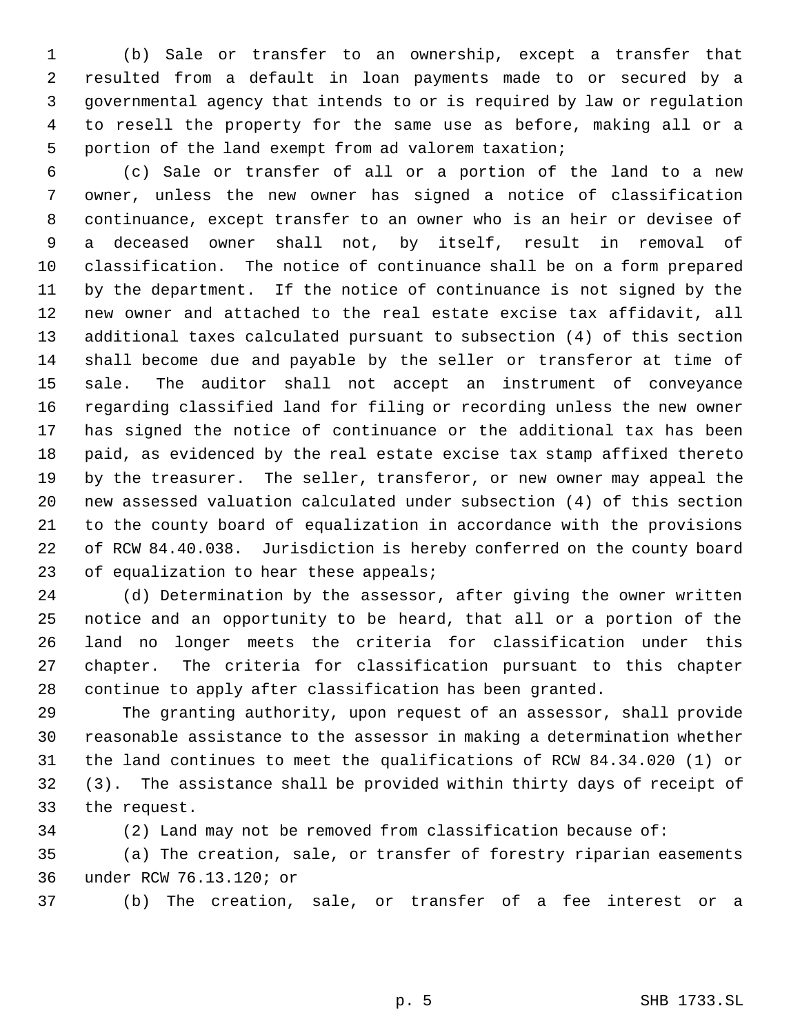(b) Sale or transfer to an ownership, except a transfer that resulted from a default in loan payments made to or secured by a governmental agency that intends to or is required by law or regulation to resell the property for the same use as before, making all or a portion of the land exempt from ad valorem taxation;

(c) Sale or transfer of all or a portion of the land to a new owner, unless the new owner has signed a notice of classification continuance, except transfer to an owner who is an heir or devisee of a deceased owner shall not, by itself, result in removal of classification. The notice of continuance shall be on a form prepared by the department. If the notice of continuance is not signed by the new owner and attached to the real estate excise tax affidavit, all additional taxes calculated pursuant to subsection (4) of this section shall become due and payable by the seller or transferor at time of sale. The auditor shall not accept an instrument of conveyance regarding classified land for filing or recording unless the new owner has signed the notice of continuance or the additional tax has been paid, as evidenced by the real estate excise tax stamp affixed thereto by the treasurer. The seller, transferor, or new owner may appeal the new assessed valuation calculated under subsection (4) of this section to the county board of equalization in accordance with the provisions of RCW 84.40.038. Jurisdiction is hereby conferred on the county board of equalization to hear these appeals;

(d) Determination by the assessor, after giving the owner written notice and an opportunity to be heard, that all or a portion of the land no longer meets the criteria for classification under this chapter. The criteria for classification pursuant to this chapter continue to apply after classification has been granted.

The granting authority, upon request of an assessor, shall provide reasonable assistance to the assessor in making a determination whether the land continues to meet the qualifications of RCW 84.34.020 (1) or (3). The assistance shall be provided within thirty days of receipt of the request.

(2) Land may not be removed from classification because of:

(a) The creation, sale, or transfer of forestry riparian easements under RCW 76.13.120; or

(b) The creation, sale, or transfer of a fee interest or a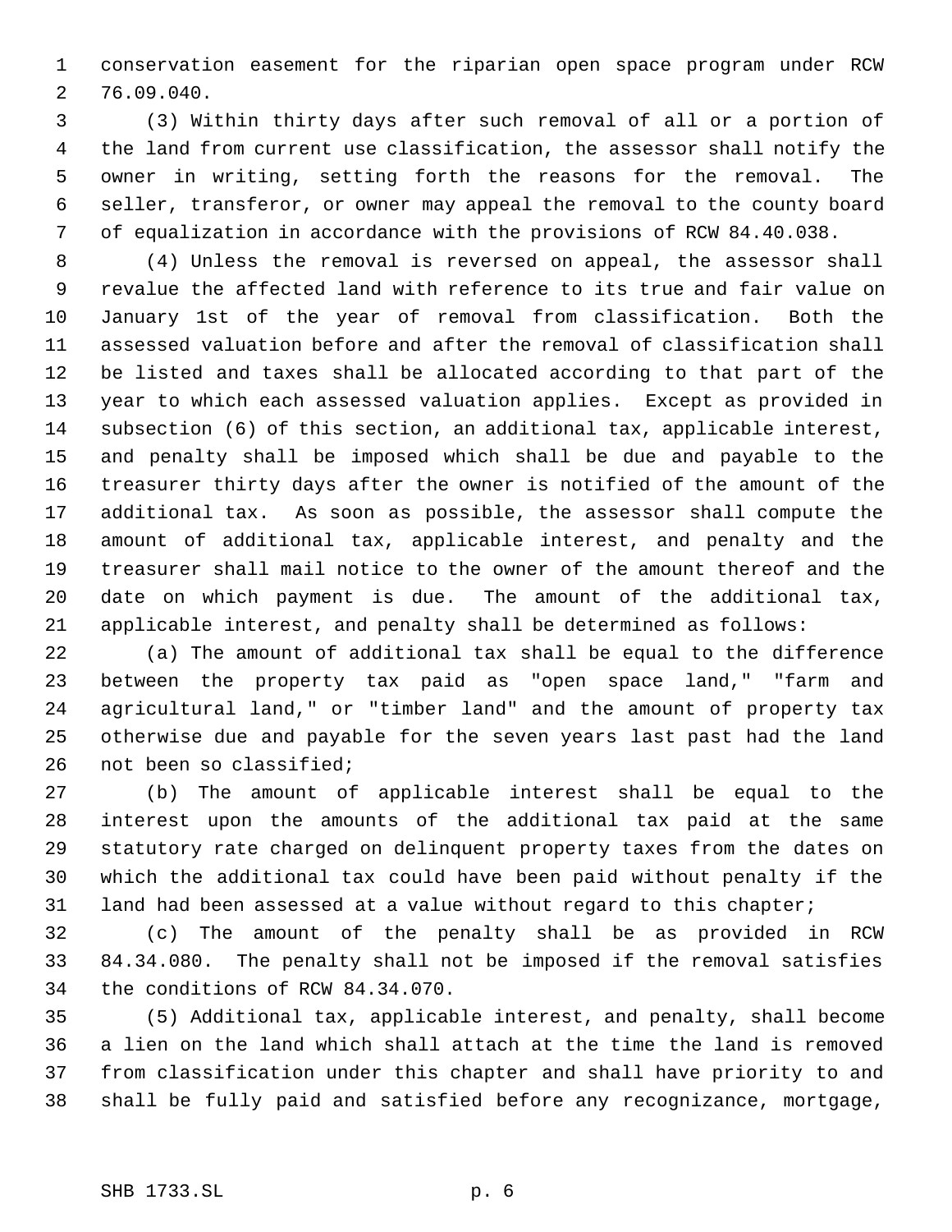conservation easement for the riparian open space program under RCW 76.09.040.

(3) Within thirty days after such removal of all or a portion of the land from current use classification, the assessor shall notify the owner in writing, setting forth the reasons for the removal. The seller, transferor, or owner may appeal the removal to the county board of equalization in accordance with the provisions of RCW 84.40.038.

(4) Unless the removal is reversed on appeal, the assessor shall revalue the affected land with reference to its true and fair value on January 1st of the year of removal from classification. Both the assessed valuation before and after the removal of classification shall be listed and taxes shall be allocated according to that part of the year to which each assessed valuation applies. Except as provided in subsection (6) of this section, an additional tax, applicable interest, and penalty shall be imposed which shall be due and payable to the treasurer thirty days after the owner is notified of the amount of the additional tax. As soon as possible, the assessor shall compute the amount of additional tax, applicable interest, and penalty and the treasurer shall mail notice to the owner of the amount thereof and the date on which payment is due. The amount of the additional tax, applicable interest, and penalty shall be determined as follows:

(a) The amount of additional tax shall be equal to the difference between the property tax paid as "open space land," "farm and agricultural land," or "timber land" and the amount of property tax otherwise due and payable for the seven years last past had the land not been so classified;

(b) The amount of applicable interest shall be equal to the interest upon the amounts of the additional tax paid at the same statutory rate charged on delinquent property taxes from the dates on which the additional tax could have been paid without penalty if the land had been assessed at a value without regard to this chapter;

(c) The amount of the penalty shall be as provided in RCW 84.34.080. The penalty shall not be imposed if the removal satisfies the conditions of RCW 84.34.070.

(5) Additional tax, applicable interest, and penalty, shall become a lien on the land which shall attach at the time the land is removed from classification under this chapter and shall have priority to and shall be fully paid and satisfied before any recognizance, mortgage,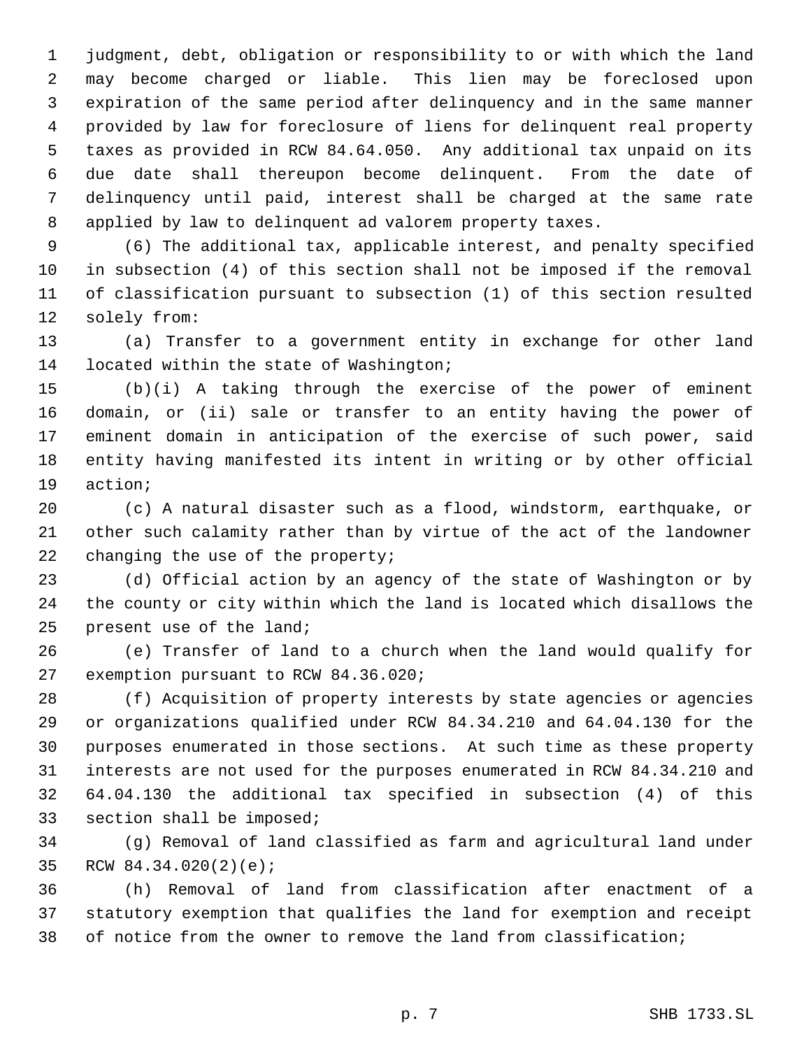judgment, debt, obligation or responsibility to or with which the land may become charged or liable. This lien may be foreclosed upon expiration of the same period after delinquency and in the same manner provided by law for foreclosure of liens for delinquent real property taxes as provided in RCW 84.64.050. Any additional tax unpaid on its due date shall thereupon become delinquent. From the date of delinquency until paid, interest shall be charged at the same rate applied by law to delinquent ad valorem property taxes.

(6) The additional tax, applicable interest, and penalty specified in subsection (4) of this section shall not be imposed if the removal of classification pursuant to subsection (1) of this section resulted solely from:

(a) Transfer to a government entity in exchange for other land located within the state of Washington;

(b)(i) A taking through the exercise of the power of eminent domain, or (ii) sale or transfer to an entity having the power of eminent domain in anticipation of the exercise of such power, said entity having manifested its intent in writing or by other official action;

(c) A natural disaster such as a flood, windstorm, earthquake, or other such calamity rather than by virtue of the act of the landowner changing the use of the property;

(d) Official action by an agency of the state of Washington or by the county or city within which the land is located which disallows the present use of the land;

(e) Transfer of land to a church when the land would qualify for exemption pursuant to RCW 84.36.020;

(f) Acquisition of property interests by state agencies or agencies or organizations qualified under RCW 84.34.210 and 64.04.130 for the purposes enumerated in those sections. At such time as these property interests are not used for the purposes enumerated in RCW 84.34.210 and 64.04.130 the additional tax specified in subsection (4) of this section shall be imposed;

(g) Removal of land classified as farm and agricultural land under RCW 84.34.020(2)(e);

(h) Removal of land from classification after enactment of a statutory exemption that qualifies the land for exemption and receipt of notice from the owner to remove the land from classification;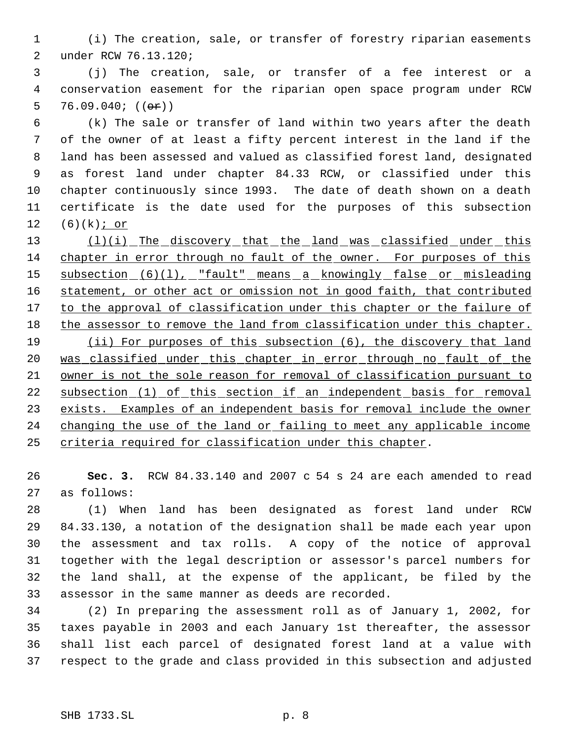(i) The creation, sale, or transfer of forestry riparian easements under RCW 76.13.120;

(j) The creation, sale, or transfer of a fee interest or a conservation easement for the riparian open space program under RCW 76.09.040; ((~~or~~))

(k) The sale or transfer of land within two years after the death of the owner of at least a fifty percent interest in the land if the land has been assessed and valued as classified forest land, designated as forest land under chapter 84.33 RCW, or classified under this chapter continuously since 1993. The date of death shown on a death certificate is the date used for the purposes of this subsection (6)(k)<u>; or</u>

<u>(l)(i) The discovery that the land was classified under this chapter in error through no fault of the owner. For purposes of this subsection (6)(l), "fault" means a knowingly false or misleading statement, or other act or omission not in good faith, that contributed to the approval of classification under this chapter or the failure of the assessor to remove the land from classification under this chapter.</u>

<u>(ii) For purposes of this subsection (6), the discovery that land was classified under this chapter in error through no fault of the owner is not the sole reason for removal of classification pursuant to subsection (1) of this section if an independent basis for removal exists. Examples of an independent basis for removal include the owner changing the use of the land or failing to meet any applicable income criteria required for classification under this chapter</u>.

**Sec. 3.** RCW 84.33.140 and 2007 c 54 s 24 are each amended to read as follows:

(1) When land has been designated as forest land under RCW 84.33.130, a notation of the designation shall be made each year upon the assessment and tax rolls. A copy of the notice of approval together with the legal description or assessor's parcel numbers for the land shall, at the expense of the applicant, be filed by the assessor in the same manner as deeds are recorded.

(2) In preparing the assessment roll as of January 1, 2002, for taxes payable in 2003 and each January 1st thereafter, the assessor shall list each parcel of designated forest land at a value with respect to the grade and class provided in this subsection and adjusted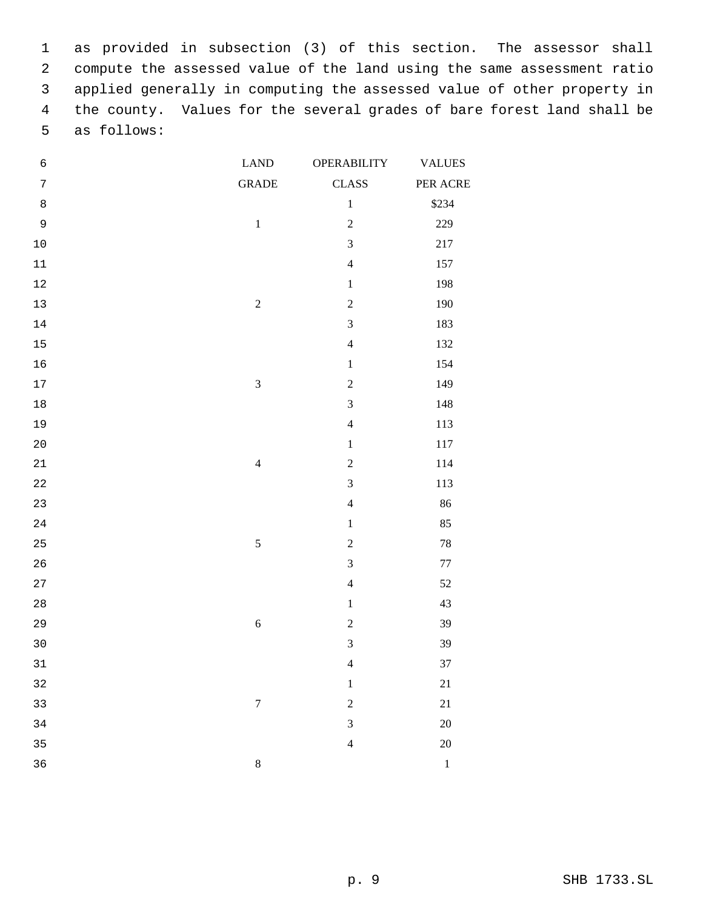as provided in subsection (3) of this section. The assessor shall compute the assessed value of the land using the same assessment ratio applied generally in computing the assessed value of other property in the county. Values for the several grades of bare forest land shall be as follows:

| LAND GRADE | OPERABILITY CLASS | VALUES PER ACRE |
|---|---|---|
| | 1 | $234 |
| 1 | 2 | 229 |
| | 3 | 217 |
| | 4 | 157 |
| | 1 | 198 |
| 2 | 2 | 190 |
| | 3 | 183 |
| | 4 | 132 |
| | 1 | 154 |
| 3 | 2 | 149 |
| | 3 | 148 |
| | 4 | 113 |
| | 1 | 117 |
| 4 | 2 | 114 |
| | 3 | 113 |
| | 4 | 86 |
| | 1 | 85 |
| 5 | 2 | 78 |
| | 3 | 77 |
| | 4 | 52 |
| | 1 | 43 |
| 6 | 2 | 39 |
| | 3 | 39 |
| | 4 | 37 |
| | 1 | 21 |
| 7 | 2 | 21 |
| | 3 | 20 |
| | 4 | 20 |
| 8 | | 1 |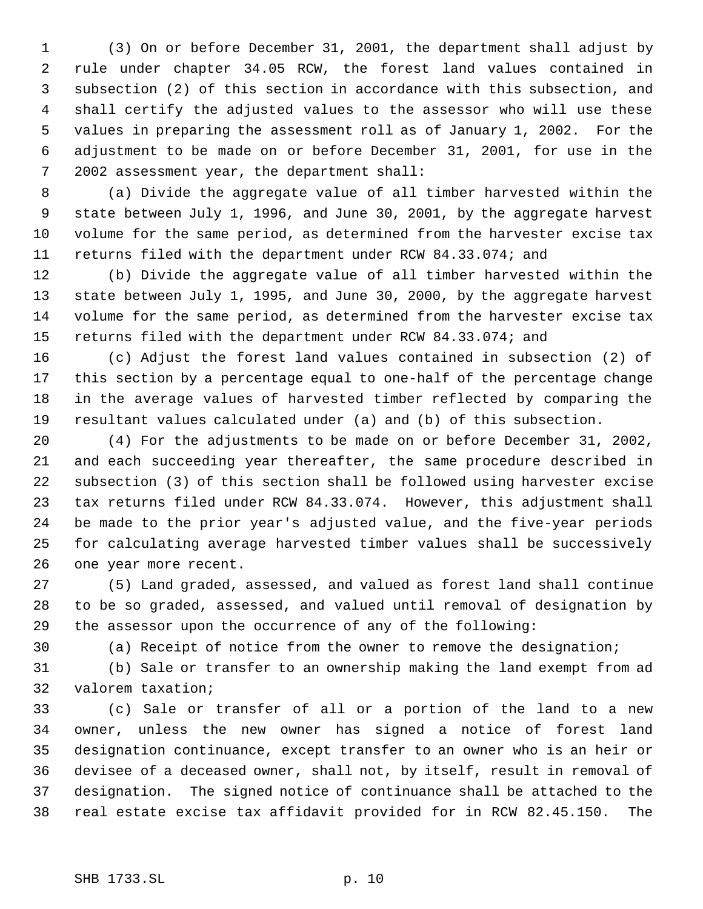(3) On or before December 31, 2001, the department shall adjust by rule under chapter 34.05 RCW, the forest land values contained in subsection (2) of this section in accordance with this subsection, and shall certify the adjusted values to the assessor who will use these values in preparing the assessment roll as of January 1, 2002. For the adjustment to be made on or before December 31, 2001, for use in the 2002 assessment year, the department shall:

(a) Divide the aggregate value of all timber harvested within the state between July 1, 1996, and June 30, 2001, by the aggregate harvest volume for the same period, as determined from the harvester excise tax returns filed with the department under RCW 84.33.074; and

(b) Divide the aggregate value of all timber harvested within the state between July 1, 1995, and June 30, 2000, by the aggregate harvest volume for the same period, as determined from the harvester excise tax returns filed with the department under RCW 84.33.074; and

(c) Adjust the forest land values contained in subsection (2) of this section by a percentage equal to one-half of the percentage change in the average values of harvested timber reflected by comparing the resultant values calculated under (a) and (b) of this subsection.

(4) For the adjustments to be made on or before December 31, 2002, and each succeeding year thereafter, the same procedure described in subsection (3) of this section shall be followed using harvester excise tax returns filed under RCW 84.33.074. However, this adjustment shall be made to the prior year's adjusted value, and the five-year periods for calculating average harvested timber values shall be successively one year more recent.

(5) Land graded, assessed, and valued as forest land shall continue to be so graded, assessed, and valued until removal of designation by the assessor upon the occurrence of any of the following:

(a) Receipt of notice from the owner to remove the designation;

(b) Sale or transfer to an ownership making the land exempt from ad valorem taxation;

(c) Sale or transfer of all or a portion of the land to a new owner, unless the new owner has signed a notice of forest land designation continuance, except transfer to an owner who is an heir or devisee of a deceased owner, shall not, by itself, result in removal of designation. The signed notice of continuance shall be attached to the real estate excise tax affidavit provided for in RCW 82.45.150. The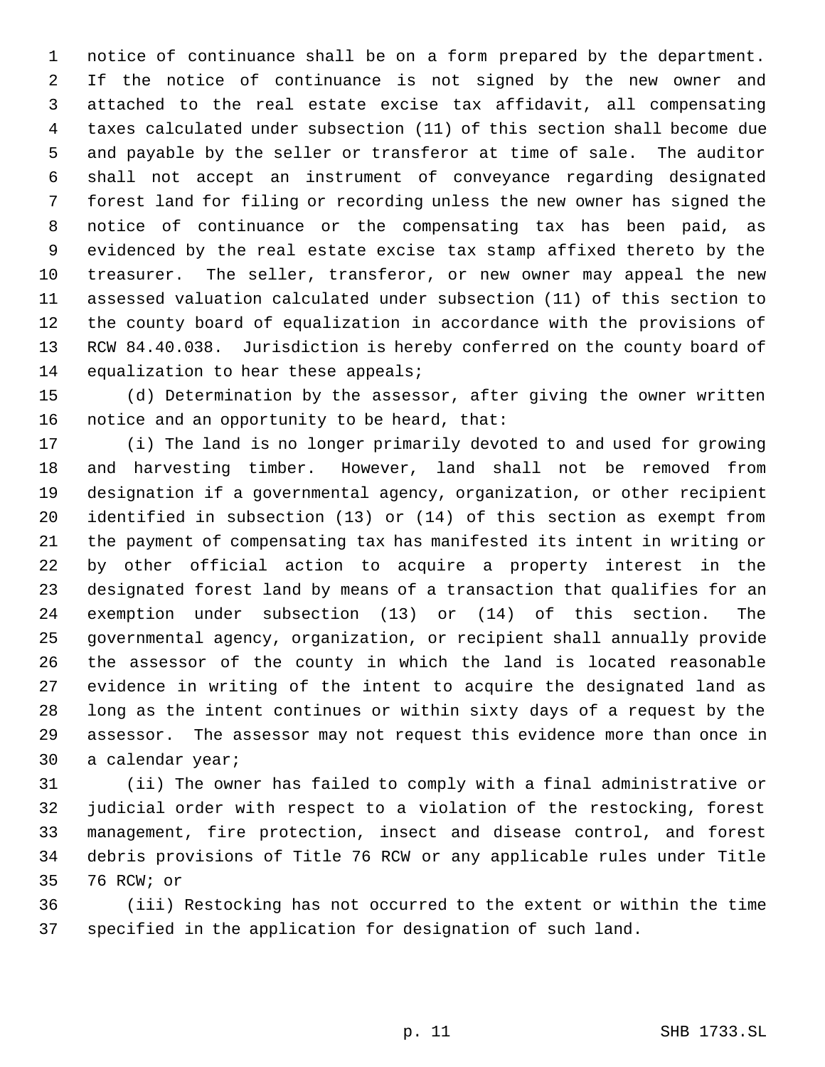notice of continuance shall be on a form prepared by the department. If the notice of continuance is not signed by the new owner and attached to the real estate excise tax affidavit, all compensating taxes calculated under subsection (11) of this section shall become due and payable by the seller or transferor at time of sale. The auditor shall not accept an instrument of conveyance regarding designated forest land for filing or recording unless the new owner has signed the notice of continuance or the compensating tax has been paid, as evidenced by the real estate excise tax stamp affixed thereto by the treasurer. The seller, transferor, or new owner may appeal the new assessed valuation calculated under subsection (11) of this section to the county board of equalization in accordance with the provisions of RCW 84.40.038. Jurisdiction is hereby conferred on the county board of equalization to hear these appeals;

(d) Determination by the assessor, after giving the owner written notice and an opportunity to be heard, that:

(i) The land is no longer primarily devoted to and used for growing and harvesting timber. However, land shall not be removed from designation if a governmental agency, organization, or other recipient identified in subsection (13) or (14) of this section as exempt from the payment of compensating tax has manifested its intent in writing or by other official action to acquire a property interest in the designated forest land by means of a transaction that qualifies for an exemption under subsection (13) or (14) of this section. The governmental agency, organization, or recipient shall annually provide the assessor of the county in which the land is located reasonable evidence in writing of the intent to acquire the designated land as long as the intent continues or within sixty days of a request by the assessor. The assessor may not request this evidence more than once in a calendar year;

(ii) The owner has failed to comply with a final administrative or judicial order with respect to a violation of the restocking, forest management, fire protection, insect and disease control, and forest debris provisions of Title 76 RCW or any applicable rules under Title 76 RCW; or

(iii) Restocking has not occurred to the extent or within the time specified in the application for designation of such land.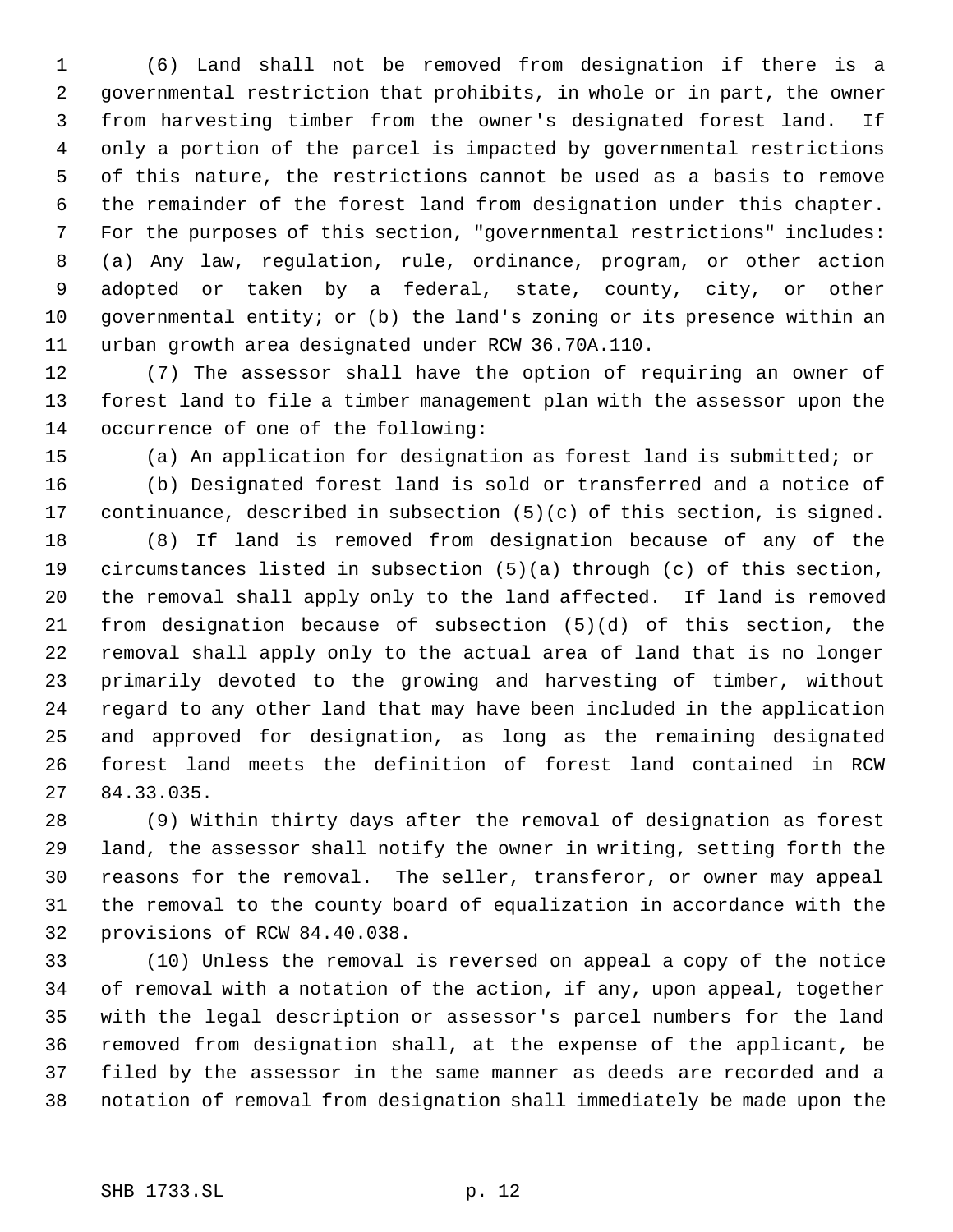(6) Land shall not be removed from designation if there is a governmental restriction that prohibits, in whole or in part, the owner from harvesting timber from the owner's designated forest land. If only a portion of the parcel is impacted by governmental restrictions of this nature, the restrictions cannot be used as a basis to remove the remainder of the forest land from designation under this chapter. For the purposes of this section, "governmental restrictions" includes: (a) Any law, regulation, rule, ordinance, program, or other action adopted or taken by a federal, state, county, city, or other governmental entity; or (b) the land's zoning or its presence within an urban growth area designated under RCW 36.70A.110.

(7) The assessor shall have the option of requiring an owner of forest land to file a timber management plan with the assessor upon the occurrence of one of the following:

(a) An application for designation as forest land is submitted; or

(b) Designated forest land is sold or transferred and a notice of continuance, described in subsection (5)(c) of this section, is signed.

(8) If land is removed from designation because of any of the circumstances listed in subsection (5)(a) through (c) of this section, the removal shall apply only to the land affected. If land is removed from designation because of subsection (5)(d) of this section, the removal shall apply only to the actual area of land that is no longer primarily devoted to the growing and harvesting of timber, without regard to any other land that may have been included in the application and approved for designation, as long as the remaining designated forest land meets the definition of forest land contained in RCW 84.33.035.

(9) Within thirty days after the removal of designation as forest land, the assessor shall notify the owner in writing, setting forth the reasons for the removal. The seller, transferor, or owner may appeal the removal to the county board of equalization in accordance with the provisions of RCW 84.40.038.

(10) Unless the removal is reversed on appeal a copy of the notice of removal with a notation of the action, if any, upon appeal, together with the legal description or assessor's parcel numbers for the land removed from designation shall, at the expense of the applicant, be filed by the assessor in the same manner as deeds are recorded and a notation of removal from designation shall immediately be made upon the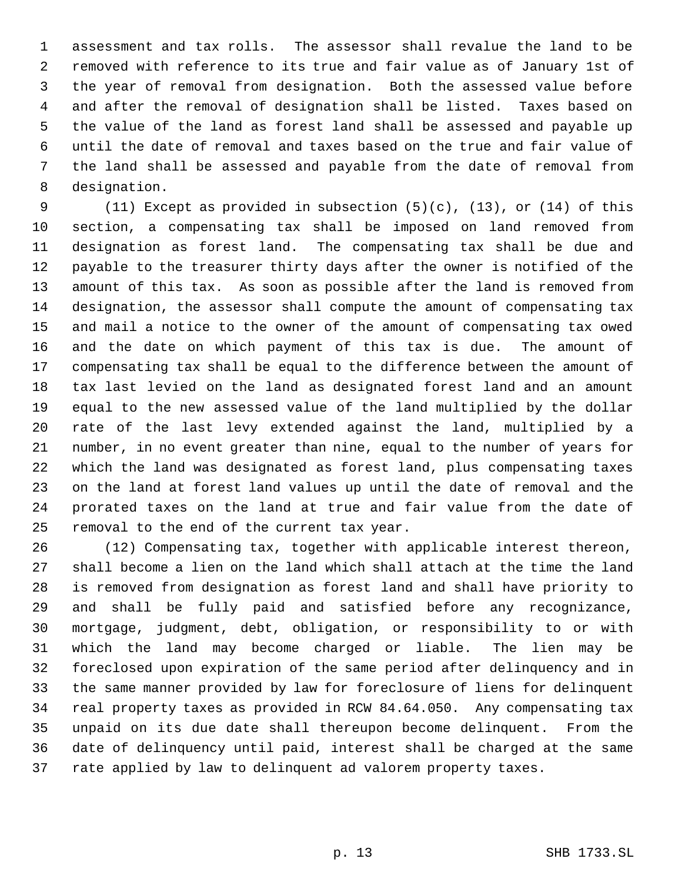assessment and tax rolls. The assessor shall revalue the land to be removed with reference to its true and fair value as of January 1st of the year of removal from designation. Both the assessed value before and after the removal of designation shall be listed. Taxes based on the value of the land as forest land shall be assessed and payable up until the date of removal and taxes based on the true and fair value of the land shall be assessed and payable from the date of removal from designation.

(11) Except as provided in subsection (5)(c), (13), or (14) of this section, a compensating tax shall be imposed on land removed from designation as forest land. The compensating tax shall be due and payable to the treasurer thirty days after the owner is notified of the amount of this tax. As soon as possible after the land is removed from designation, the assessor shall compute the amount of compensating tax and mail a notice to the owner of the amount of compensating tax owed and the date on which payment of this tax is due. The amount of compensating tax shall be equal to the difference between the amount of tax last levied on the land as designated forest land and an amount equal to the new assessed value of the land multiplied by the dollar rate of the last levy extended against the land, multiplied by a number, in no event greater than nine, equal to the number of years for which the land was designated as forest land, plus compensating taxes on the land at forest land values up until the date of removal and the prorated taxes on the land at true and fair value from the date of removal to the end of the current tax year.

(12) Compensating tax, together with applicable interest thereon, shall become a lien on the land which shall attach at the time the land is removed from designation as forest land and shall have priority to and shall be fully paid and satisfied before any recognizance, mortgage, judgment, debt, obligation, or responsibility to or with which the land may become charged or liable. The lien may be foreclosed upon expiration of the same period after delinquency and in the same manner provided by law for foreclosure of liens for delinquent real property taxes as provided in RCW 84.64.050. Any compensating tax unpaid on its due date shall thereupon become delinquent. From the date of delinquency until paid, interest shall be charged at the same rate applied by law to delinquent ad valorem property taxes.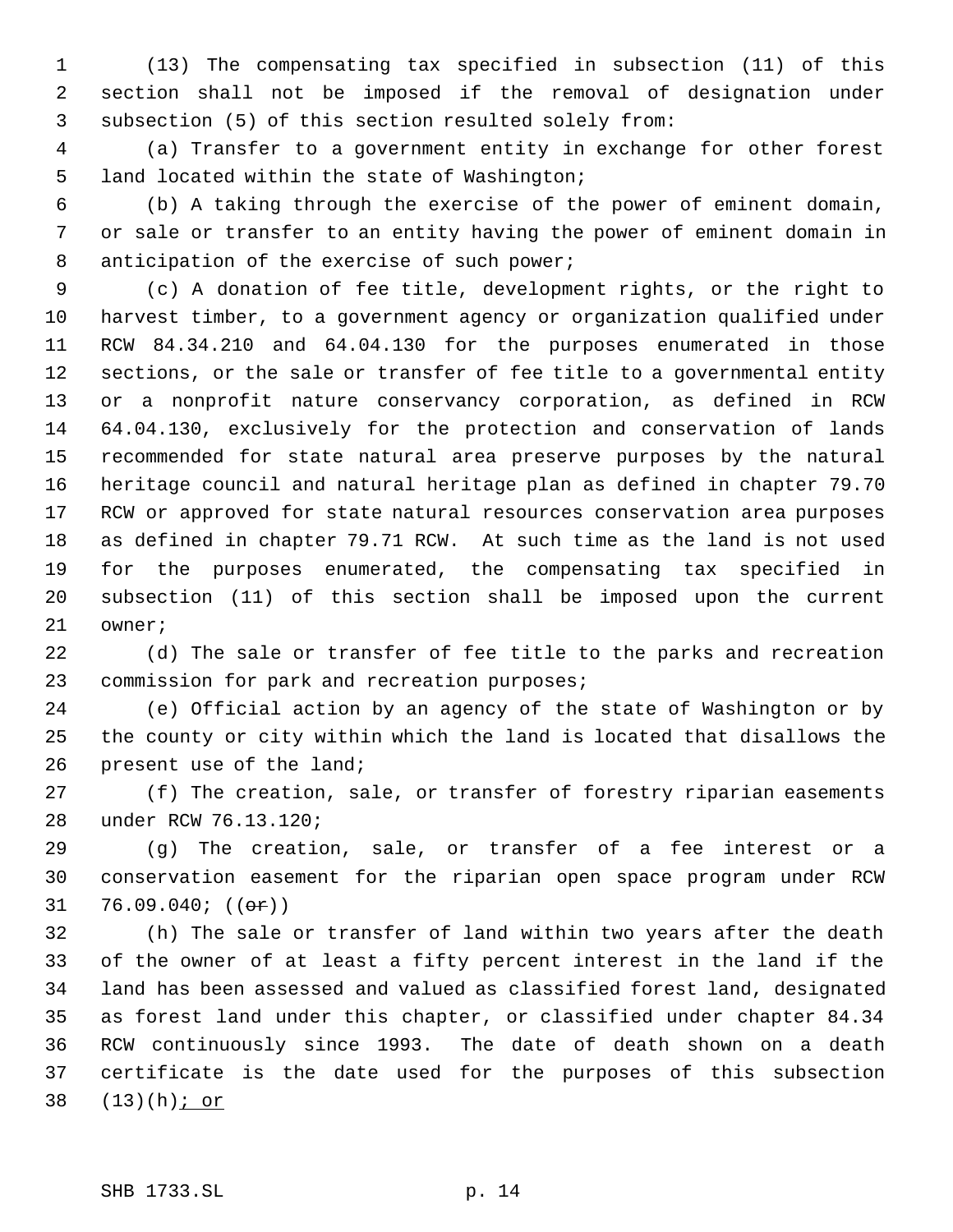(13) The compensating tax specified in subsection (11) of this section shall not be imposed if the removal of designation under subsection (5) of this section resulted solely from:

(a) Transfer to a government entity in exchange for other forest land located within the state of Washington;

(b) A taking through the exercise of the power of eminent domain, or sale or transfer to an entity having the power of eminent domain in anticipation of the exercise of such power;

(c) A donation of fee title, development rights, or the right to harvest timber, to a government agency or organization qualified under RCW 84.34.210 and 64.04.130 for the purposes enumerated in those sections, or the sale or transfer of fee title to a governmental entity or a nonprofit nature conservancy corporation, as defined in RCW 64.04.130, exclusively for the protection and conservation of lands recommended for state natural area preserve purposes by the natural heritage council and natural heritage plan as defined in chapter 79.70 RCW or approved for state natural resources conservation area purposes as defined in chapter 79.71 RCW. At such time as the land is not used for the purposes enumerated, the compensating tax specified in subsection (11) of this section shall be imposed upon the current owner;

(d) The sale or transfer of fee title to the parks and recreation commission for park and recreation purposes;

(e) Official action by an agency of the state of Washington or by the county or city within which the land is located that disallows the present use of the land;

(f) The creation, sale, or transfer of forestry riparian easements under RCW 76.13.120;

(g) The creation, sale, or transfer of a fee interest or a conservation easement for the riparian open space program under RCW 76.09.040; ((~~or~~))

(h) The sale or transfer of land within two years after the death of the owner of at least a fifty percent interest in the land if the land has been assessed and valued as classified forest land, designated as forest land under this chapter, or classified under chapter 84.34 RCW continuously since 1993. The date of death shown on a death certificate is the date used for the purposes of this subsection (13)(h)<u>; or</u>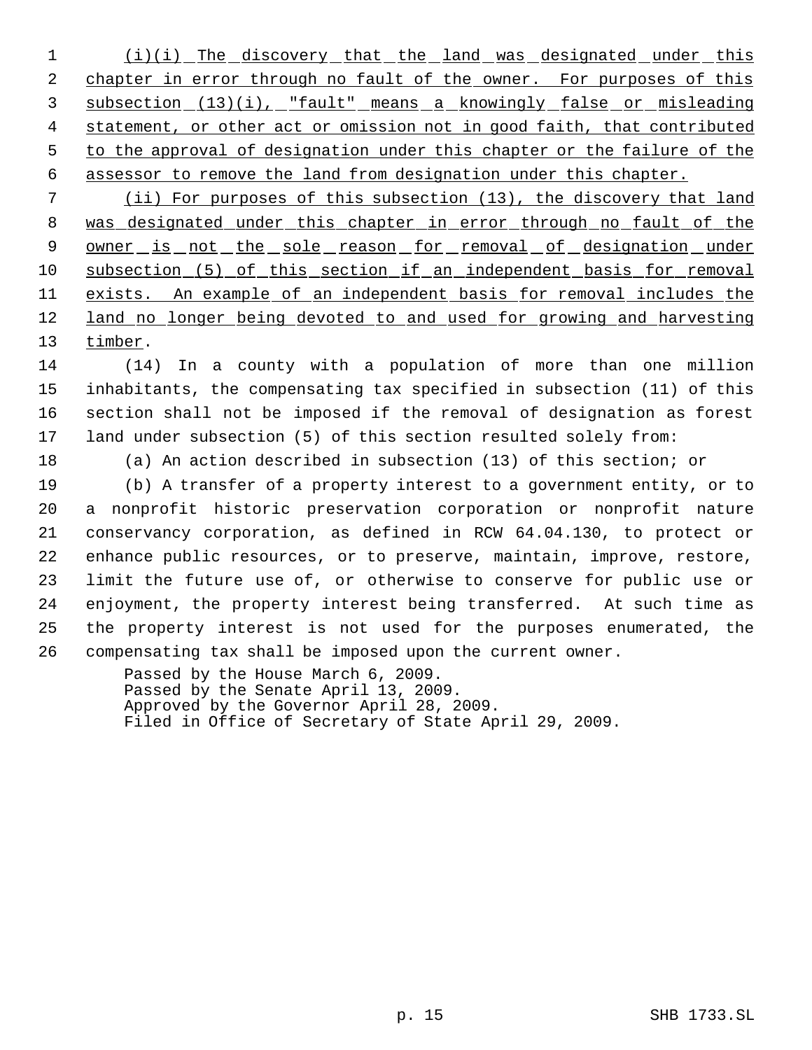(i)(i) The discovery that the land was designated under this chapter in error through no fault of the owner. For purposes of this subsection (13)(i), "fault" means a knowingly false or misleading statement, or other act or omission not in good faith, that contributed to the approval of designation under this chapter or the failure of the assessor to remove the land from designation under this chapter.

(ii) For purposes of this subsection (13), the discovery that land was designated under this chapter in error through no fault of the owner is not the sole reason for removal of designation under subsection (5) of this section if an independent basis for removal exists. An example of an independent basis for removal includes the land no longer being devoted to and used for growing and harvesting timber.

(14) In a county with a population of more than one million inhabitants, the compensating tax specified in subsection (11) of this section shall not be imposed if the removal of designation as forest land under subsection (5) of this section resulted solely from:

(a) An action described in subsection (13) of this section; or

(b) A transfer of a property interest to a government entity, or to a nonprofit historic preservation corporation or nonprofit nature conservancy corporation, as defined in RCW 64.04.130, to protect or enhance public resources, or to preserve, maintain, improve, restore, limit the future use of, or otherwise to conserve for public use or enjoyment, the property interest being transferred. At such time as the property interest is not used for the purposes enumerated, the compensating tax shall be imposed upon the current owner.

Passed by the House March 6, 2009.
Passed by the Senate April 13, 2009.
Approved by the Governor April 28, 2009.
Filed in Office of Secretary of State April 29, 2009.